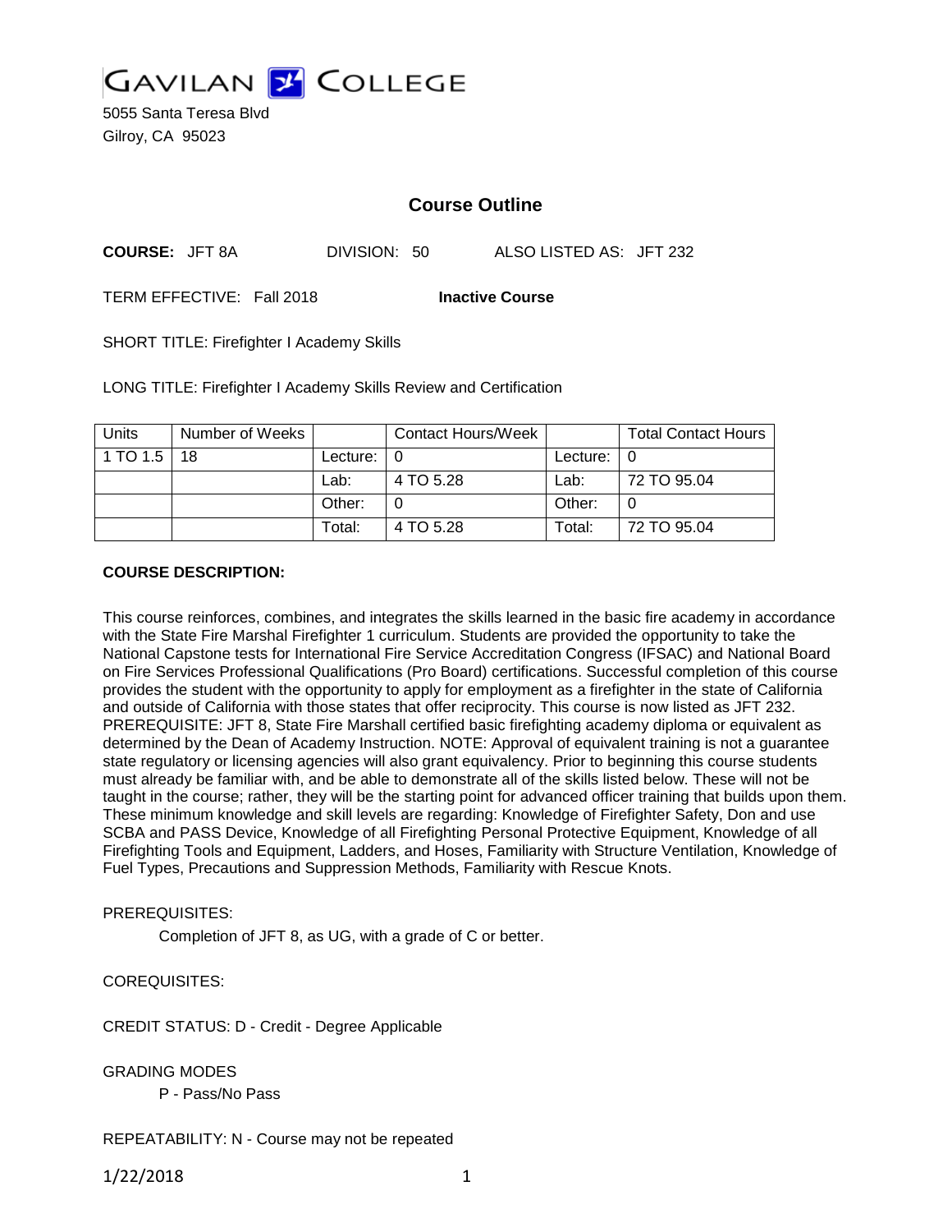GAVILAN COLLEGE

5055 Santa Teresa Blvd
Gilroy, CA 95023

# Course Outline

**COURSE:** JFT 8A    DIVISION: 50    ALSO LISTED AS: JFT 232

TERM EFFECTIVE: Fall 2018    **Inactive Course**

SHORT TITLE: Firefighter I Academy Skills

LONG TITLE: Firefighter I Academy Skills Review and Certification

| Units | Number of Weeks | | Contact Hours/Week | | Total Contact Hours |
|---|---|---|---|---|---|
| 1 TO 1.5 | 18 | Lecture: | 0 | Lecture: | 0 |
| | | Lab: | 4 TO 5.28 | Lab: | 72 TO 95.04 |
| | | Other: | 0 | Other: | 0 |
| | | Total: | 4 TO 5.28 | Total: | 72 TO 95.04 |

**COURSE DESCRIPTION:**

This course reinforces, combines, and integrates the skills learned in the basic fire academy in accordance with the State Fire Marshal Firefighter 1 curriculum. Students are provided the opportunity to take the National Capstone tests for International Fire Service Accreditation Congress (IFSAC) and National Board on Fire Services Professional Qualifications (Pro Board) certifications. Successful completion of this course provides the student with the opportunity to apply for employment as a firefighter in the state of California and outside of California with those states that offer reciprocity. This course is now listed as JFT 232. PREREQUISITE: JFT 8, State Fire Marshall certified basic firefighting academy diploma or equivalent as determined by the Dean of Academy Instruction. NOTE: Approval of equivalent training is not a guarantee state regulatory or licensing agencies will also grant equivalency. Prior to beginning this course students must already be familiar with, and be able to demonstrate all of the skills listed below. These will not be taught in the course; rather, they will be the starting point for advanced officer training that builds upon them. These minimum knowledge and skill levels are regarding: Knowledge of Firefighter Safety, Don and use SCBA and PASS Device, Knowledge of all Firefighting Personal Protective Equipment, Knowledge of all Firefighting Tools and Equipment, Ladders, and Hoses, Familiarity with Structure Ventilation, Knowledge of Fuel Types, Precautions and Suppression Methods, Familiarity with Rescue Knots.

PREREQUISITES:

Completion of JFT 8, as UG, with a grade of C or better.

COREQUISITES:

CREDIT STATUS: D - Credit - Degree Applicable

GRADING MODES

P - Pass/No Pass

REPEATABILITY: N - Course may not be repeated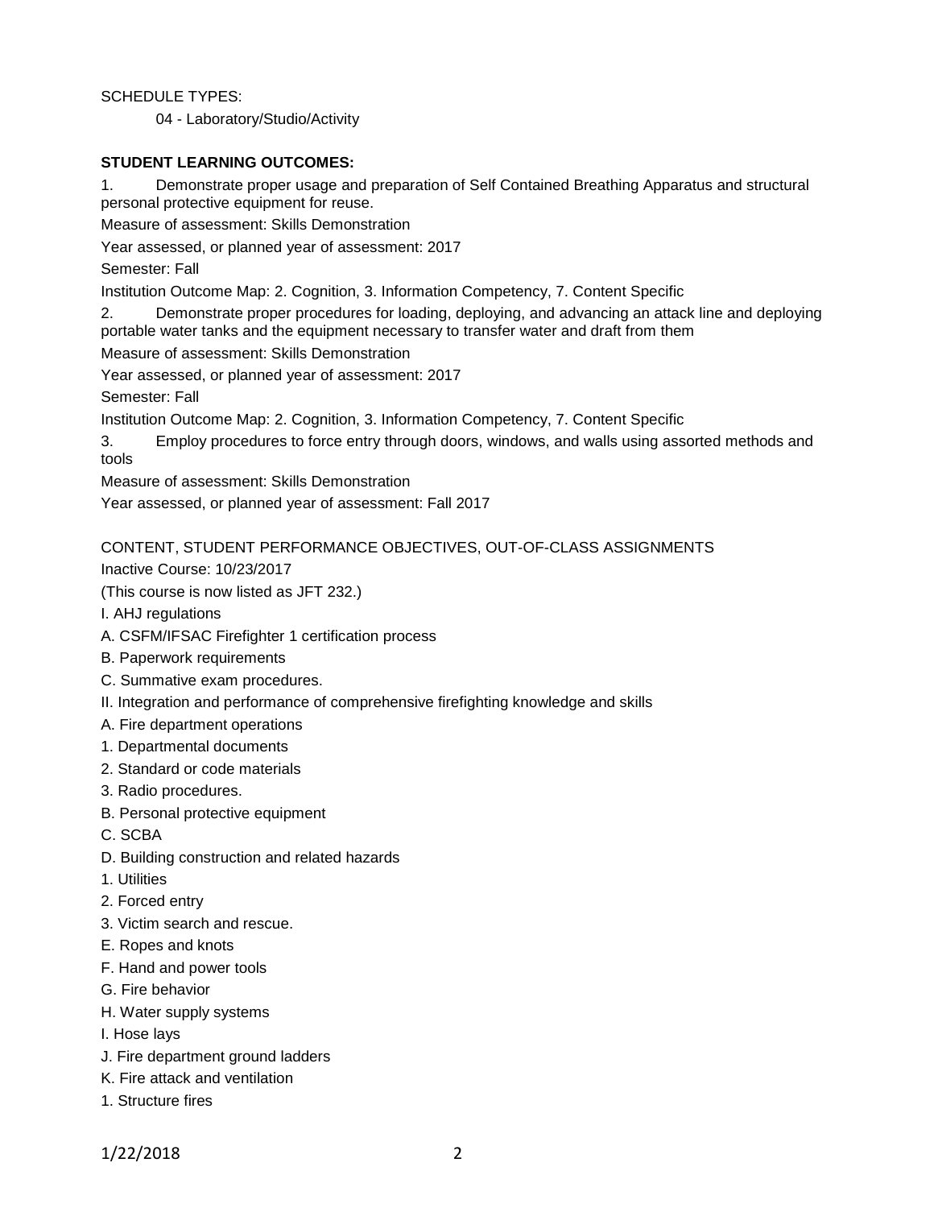SCHEDULE TYPES:

04 - Laboratory/Studio/Activity

**STUDENT LEARNING OUTCOMES:**

1. Demonstrate proper usage and preparation of Self Contained Breathing Apparatus and structural personal protective equipment for reuse.

Measure of assessment: Skills Demonstration

Year assessed, or planned year of assessment: 2017

Semester: Fall

Institution Outcome Map: 2. Cognition, 3. Information Competency, 7. Content Specific

2. Demonstrate proper procedures for loading, deploying, and advancing an attack line and deploying portable water tanks and the equipment necessary to transfer water and draft from them

Measure of assessment: Skills Demonstration

Year assessed, or planned year of assessment: 2017

Semester: Fall

Institution Outcome Map: 2. Cognition, 3. Information Competency, 7. Content Specific

3. Employ procedures to force entry through doors, windows, and walls using assorted methods and tools

Measure of assessment: Skills Demonstration

Year assessed, or planned year of assessment: Fall 2017

CONTENT, STUDENT PERFORMANCE OBJECTIVES, OUT-OF-CLASS ASSIGNMENTS

Inactive Course: 10/23/2017

(This course is now listed as JFT 232.)

I. AHJ regulations

A. CSFM/IFSAC Firefighter 1 certification process

B. Paperwork requirements

C. Summative exam procedures.

II. Integration and performance of comprehensive firefighting knowledge and skills

A. Fire department operations

1. Departmental documents

2. Standard or code materials

3. Radio procedures.

B. Personal protective equipment

C. SCBA

D. Building construction and related hazards

1. Utilities

2. Forced entry

3. Victim search and rescue.

E. Ropes and knots

F. Hand and power tools

G. Fire behavior

H. Water supply systems

I. Hose lays

J. Fire department ground ladders

K. Fire attack and ventilation

1. Structure fires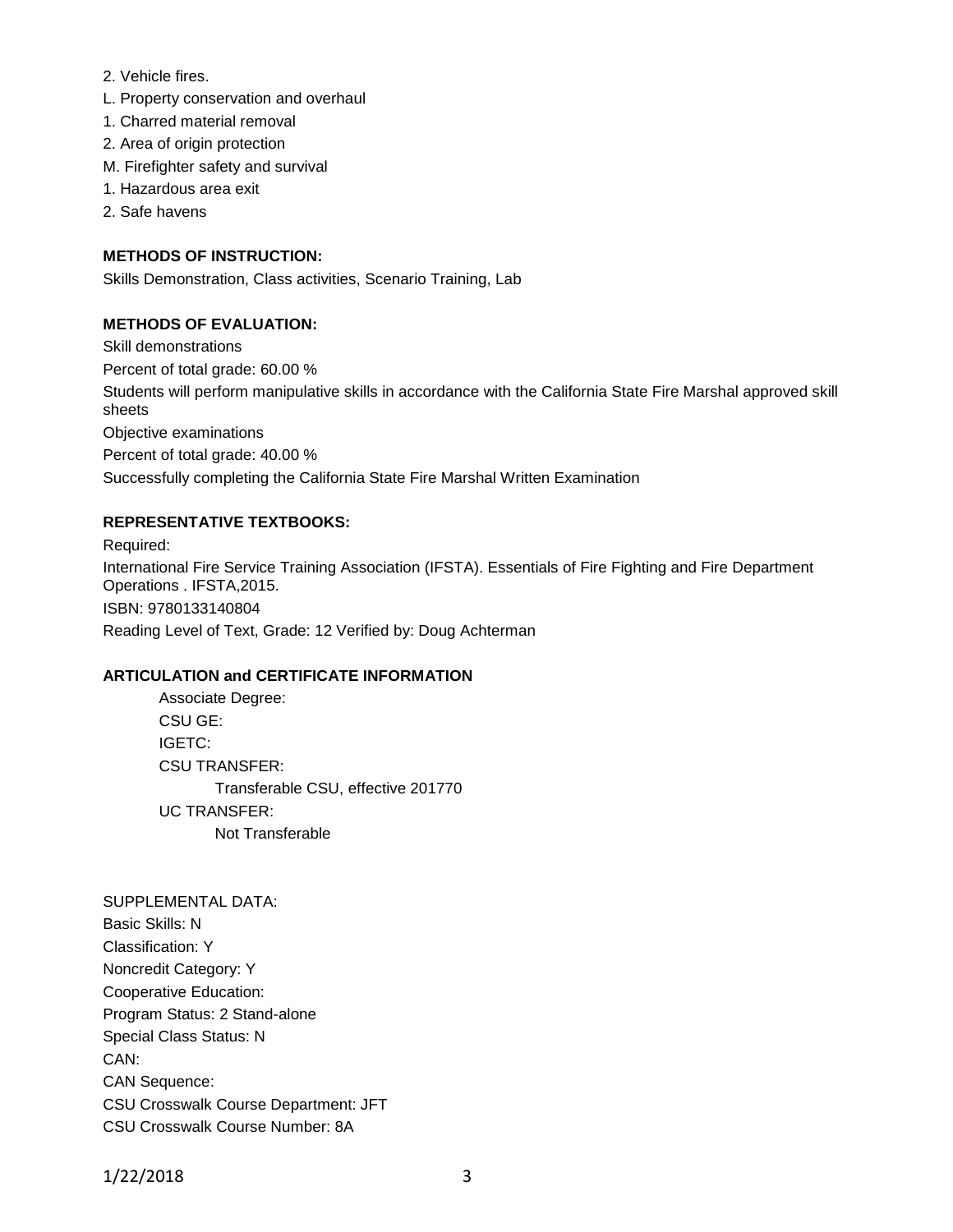2. Vehicle fires.

L. Property conservation and overhaul

1. Charred material removal

2. Area of origin protection

M. Firefighter safety and survival

1. Hazardous area exit

2. Safe havens

**METHODS OF INSTRUCTION:**

Skills Demonstration, Class activities, Scenario Training, Lab

**METHODS OF EVALUATION:**

Skill demonstrations

Percent of total grade: 60.00 %

Students will perform manipulative skills in accordance with the California State Fire Marshal approved skill sheets

Objective examinations

Percent of total grade: 40.00 %

Successfully completing the California State Fire Marshal Written Examination

**REPRESENTATIVE TEXTBOOKS:**

Required:

International Fire Service Training Association (IFSTA). Essentials of Fire Fighting and Fire Department Operations . IFSTA,2015.

ISBN: 9780133140804

Reading Level of Text, Grade: 12 Verified by: Doug Achterman

**ARTICULATION and CERTIFICATE INFORMATION**

Associate Degree:

CSU GE:

IGETC:

CSU TRANSFER:

Transferable CSU, effective 201770

UC TRANSFER:

Not Transferable

SUPPLEMENTAL DATA:

Basic Skills: N

Classification: Y

Noncredit Category: Y

Cooperative Education:

Program Status: 2 Stand-alone

Special Class Status: N

CAN:

CAN Sequence:

CSU Crosswalk Course Department: JFT

CSU Crosswalk Course Number: 8A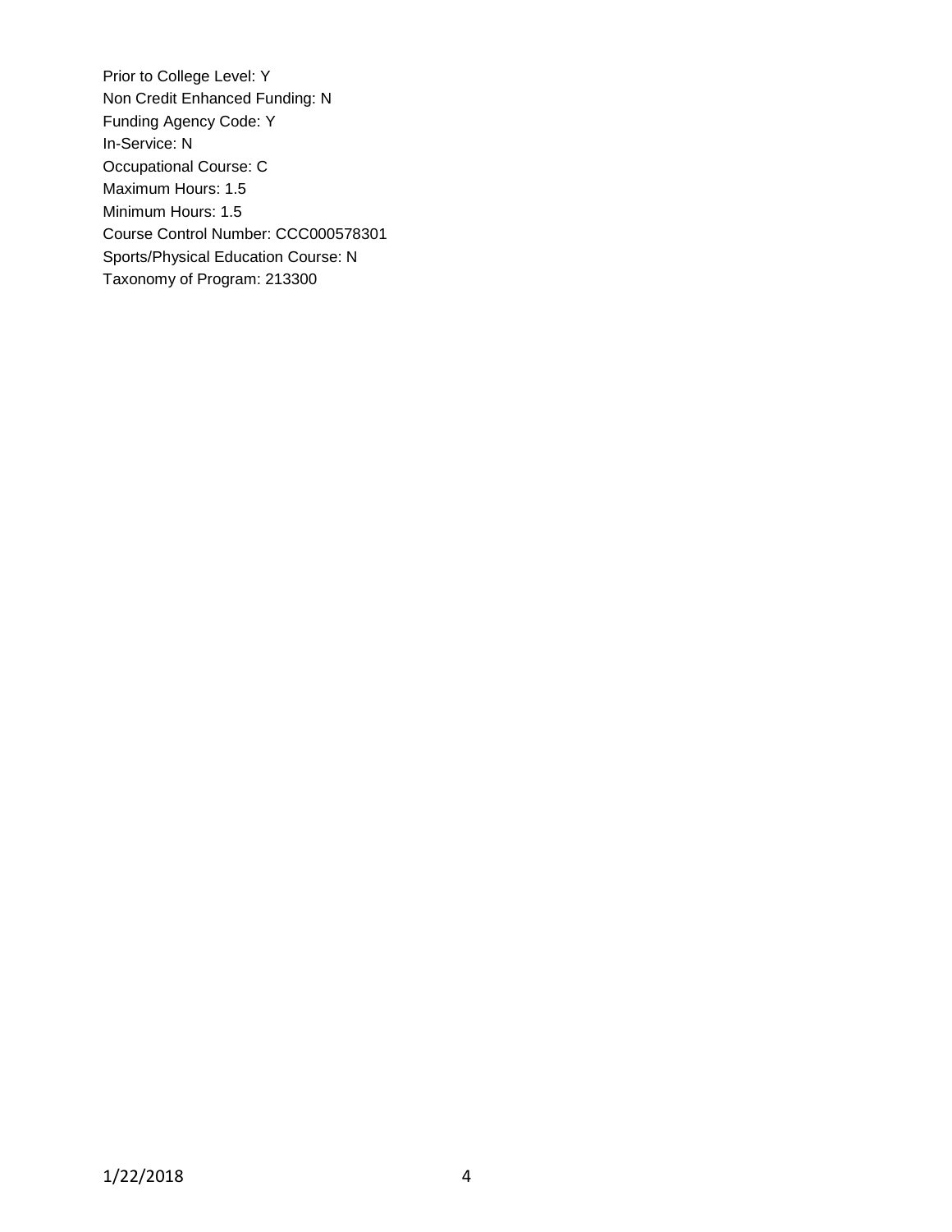Prior to College Level: Y
Non Credit Enhanced Funding: N
Funding Agency Code: Y
In-Service: N
Occupational Course: C
Maximum Hours: 1.5
Minimum Hours: 1.5
Course Control Number: CCC000578301
Sports/Physical Education Course: N
Taxonomy of Program: 213300